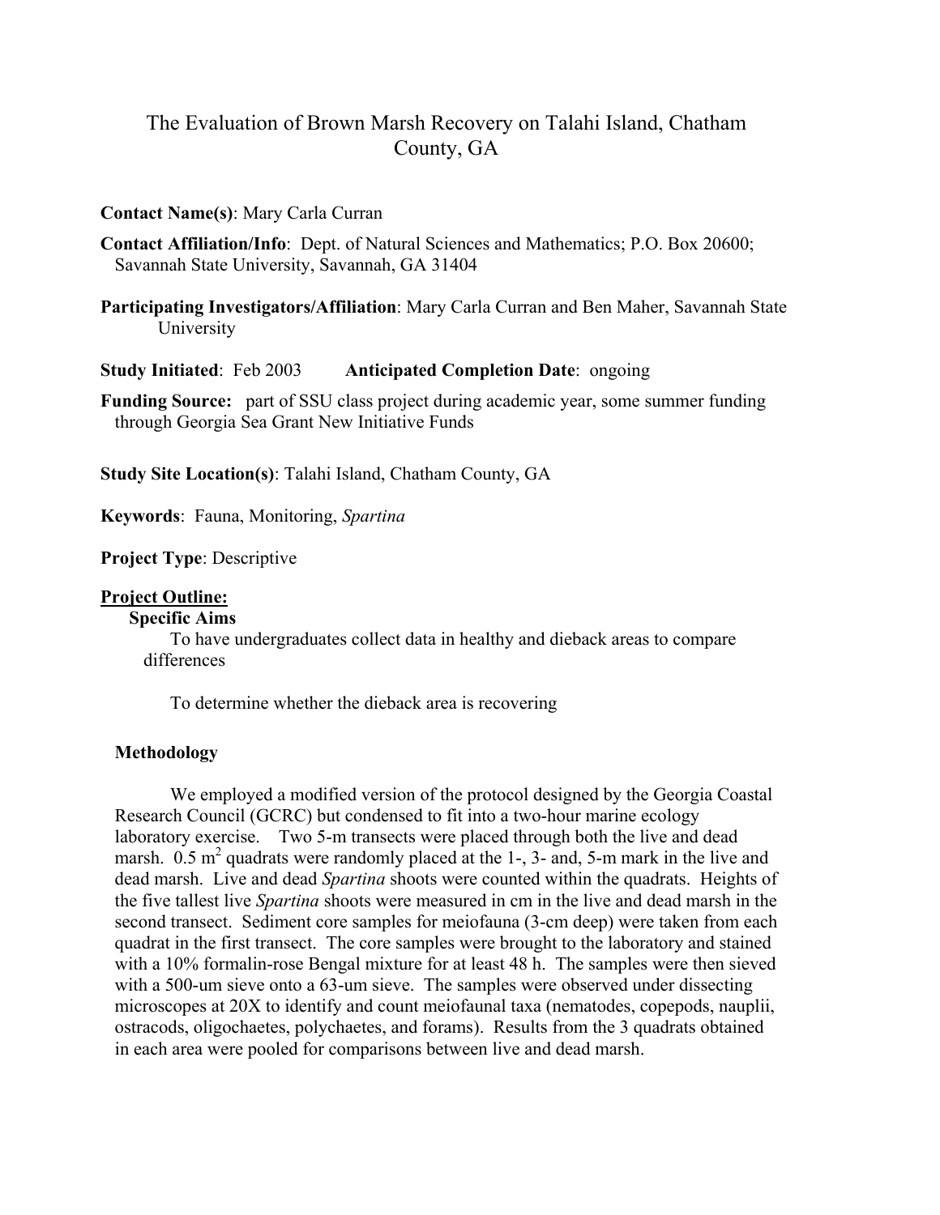# The Evaluation of Brown Marsh Recovery on Talahi Island, Chatham County, GA

**Contact Name(s)**: Mary Carla Curran

**Contact Affiliation/Info**: Dept. of Natural Sciences and Mathematics; P.O. Box 20600; Savannah State University, Savannah, GA 31404

**Participating Investigators/Affiliation**: Mary Carla Curran and Ben Maher, Savannah State University

**Study Initiated**: Feb 2003 **Anticipated Completion Date**: ongoing

**Funding Source:** part of SSU class project during academic year, some summer funding through Georgia Sea Grant New Initiative Funds

**Study Site Location(s)**: Talahi Island, Chatham County, GA

**Keywords**: Fauna, Monitoring, *Spartina*

**Project Type**: Descriptive

## Project Outline:

### Specific Aims

To have undergraduates collect data in healthy and dieback areas to compare differences

To determine whether the dieback area is recovering

### Methodology

We employed a modified version of the protocol designed by the Georgia Coastal Research Council (GCRC) but condensed to fit into a two-hour marine ecology laboratory exercise. Two 5-m transects were placed through both the live and dead marsh. 0.5 $m^2$ quadrats were randomly placed at the 1-, 3- and, 5-m mark in the live and dead marsh. Live and dead *Spartina* shoots were counted within the quadrats. Heights of the five tallest live *Spartina* shoots were measured in cm in the live and dead marsh in the second transect. Sediment core samples for meiofauna (3-cm deep) were taken from each quadrat in the first transect. The core samples were brought to the laboratory and stained with a 10% formalin-rose Bengal mixture for at least 48 h. The samples were then sieved with a 500-um sieve onto a 63-um sieve. The samples were observed under dissecting microscopes at 20X to identify and count meiofaunal taxa (nematodes, copepods, nauplii, ostracods, oligochaetes, polychaetes, and forams). Results from the 3 quadrats obtained in each area were pooled for comparisons between live and dead marsh.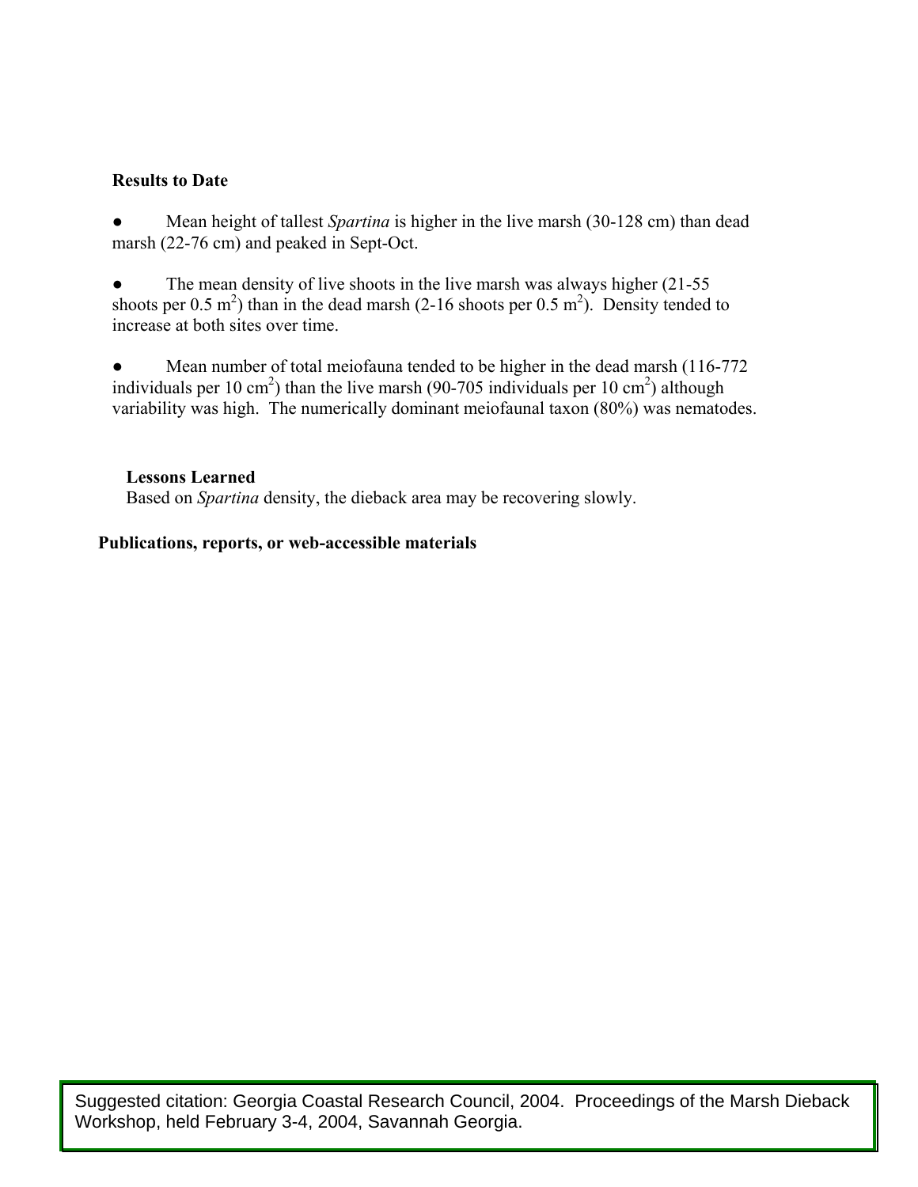**Results to Date**

- Mean height of tallest *Spartina* is higher in the live marsh (30-128 cm) than dead marsh (22-76 cm) and peaked in Sept-Oct.

- The mean density of live shoots in the live marsh was always higher (21-55 shoots per 0.5 $m^2$) than in the dead marsh (2-16 shoots per 0.5 $m^2$). Density tended to increase at both sites over time.

- Mean number of total meiofauna tended to be higher in the dead marsh (116-772 individuals per 10 $cm^2$) than the live marsh (90-705 individuals per 10 $cm^2$) although variability was high. The numerically dominant meiofaunal taxon (80%) was nematodes.

**Lessons Learned**

Based on *Spartina* density, the dieback area may be recovering slowly.

**Publications, reports, or web-accessible materials**

Suggested citation: Georgia Coastal Research Council, 2004. Proceedings of the Marsh Dieback Workshop, held February 3-4, 2004, Savannah Georgia.